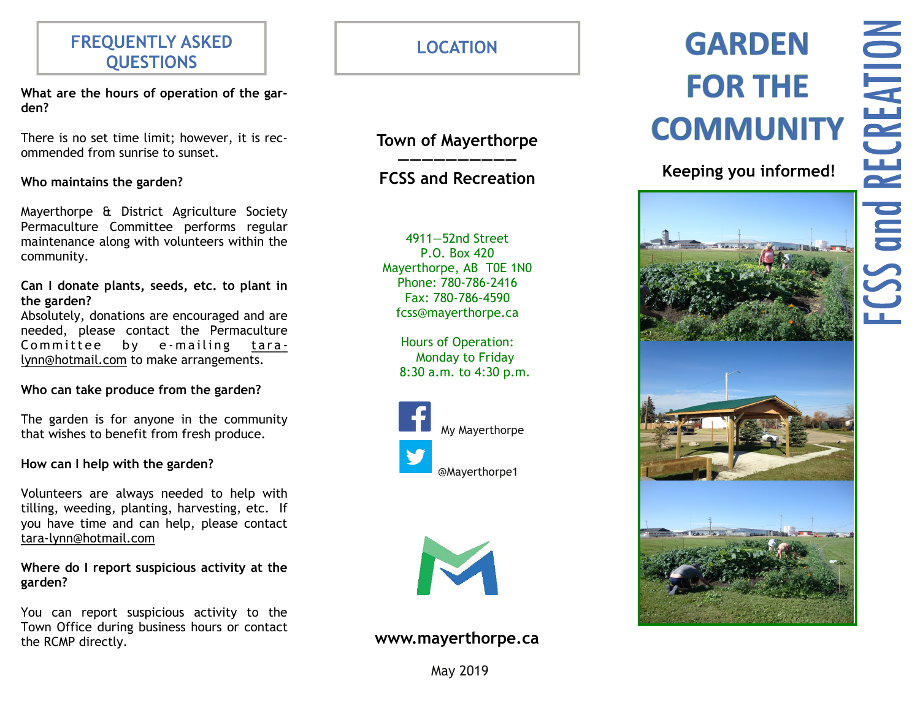## FREQUENTLY ASKED QUESTIONS

**What are the hours of operation of the garden?**

There is no set time limit; however, it is recommended from sunrise to sunset.

**Who maintains the garden?**

Mayerthorpe & District Agriculture Society Permaculture Committee performs regular maintenance along with volunteers within the community.

**Can I donate plants, seeds, etc. to plant in the garden?**

Absolutely, donations are encouraged and are needed, please contact the Permaculture Committee by e-mailing tara-lynn@hotmail.com to make arrangements.

**Who can take produce from the garden?**

The garden is for anyone in the community that wishes to benefit from fresh produce.

**How can I help with the garden?**

Volunteers are always needed to help with tilling, weeding, planting, harvesting, etc. If you have time and can help, please contact tara-lynn@hotmail.com

**Where do I report suspicious activity at the garden?**

You can report suspicious activity to the Town Office during business hours or contact the RCMP directly.

## LOCATION

**Town of Mayerthorpe**

**FCSS and Recreation**

4911—52nd Street
P.O. Box 420
Mayerthorpe, AB T0E 1N0
Phone: 780-786-2416
Fax: 780-786-4590
fcss@mayerthorpe.ca

Hours of Operation:
Monday to Friday
8:30 a.m. to 4:30 p.m.

My Mayerthorpe

@Mayerthorpe1

**www.mayerthorpe.ca**

May 2019

# GARDEN FOR THE COMMUNITY

**Keeping you informed!**

FCSS and RECREATION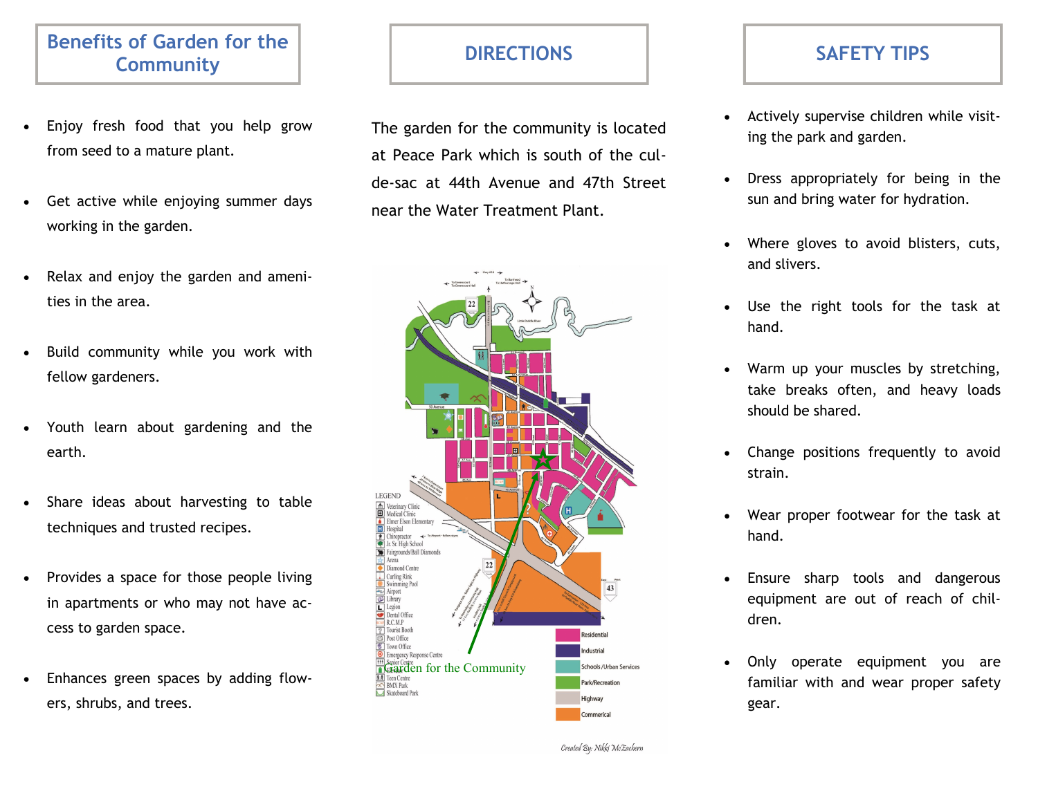## Benefits of Garden for the Community

- Enjoy fresh food that you help grow from seed to a mature plant.
- Get active while enjoying summer days working in the garden.
- Relax and enjoy the garden and amenities in the area.
- Build community while you work with fellow gardeners.
- Youth learn about gardening and the earth.
- Share ideas about harvesting to table techniques and trusted recipes.
- Provides a space for those people living in apartments or who may not have access to garden space.
- Enhances green spaces by adding flowers, shrubs, and trees.

## DIRECTIONS

The garden for the community is located at Peace Park which is south of the cul-de-sac at 44th Avenue and 47th Street near the Water Treatment Plant.

LEGEND

Veterinary Clinic
Medical Clinic
Elmer Elson Elementary
Hospital
Chiropractor
Jr. Sr. High School
Fairgrounds/Ball Diamonds
Arena
Diamond Centre
Curling Rink
Swimming Pool
Airport
Library
Legion
Dental Office
R.C.M.P
Tourist Booth
Post Office
Town Office
Emergency Response Centre
Senior Centre
Teen Centre
BMX Park
Skateboard Park

Garden for the Community

Residential
Industrial
Schools/Urban Services
Park/Recreation
Highway
Commerical

Created By: Nikki McEachern

## SAFETY TIPS

- Actively supervise children while visiting the park and garden.
- Dress appropriately for being in the sun and bring water for hydration.
- Where gloves to avoid blisters, cuts, and slivers.
- Use the right tools for the task at hand.
- Warm up your muscles by stretching, take breaks often, and heavy loads should be shared.
- Change positions frequently to avoid strain.
- Wear proper footwear for the task at hand.
- Ensure sharp tools and dangerous equipment are out of reach of children.
- Only operate equipment you are familiar with and wear proper safety gear.